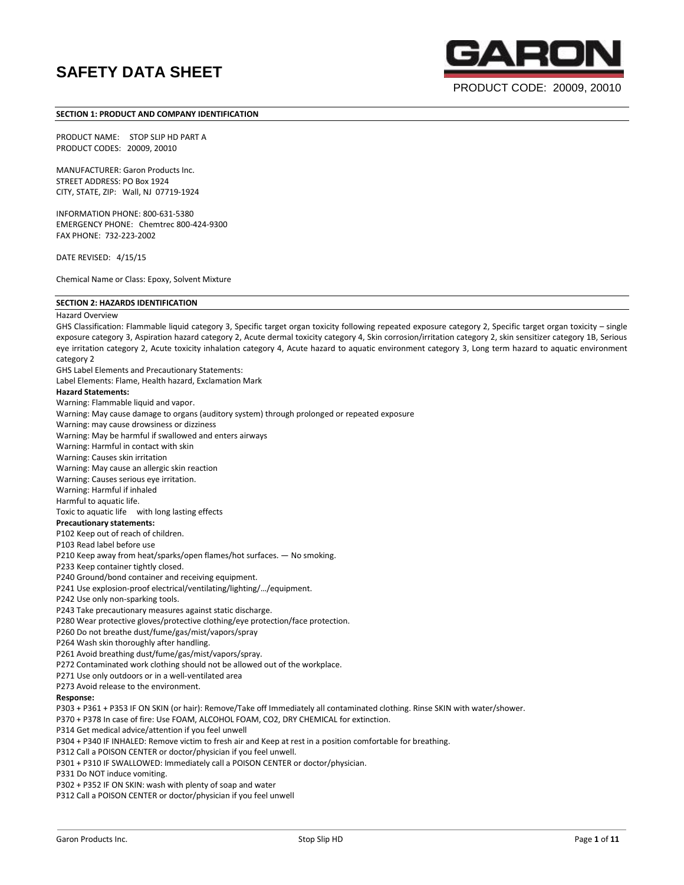# SAFETY DATA SHEET

GARON

PRODUCT CODE: 20009, 20010

## SECTION 1: PRODUCT AND COMPANY IDENTIFICATION

PRODUCT NAME: STOP SLIP HD PART A
PRODUCT CODES: 20009, 20010

MANUFACTURER: Garon Products Inc.
STREET ADDRESS: PO Box 1924
CITY, STATE, ZIP: Wall, NJ 07719-1924

INFORMATION PHONE: 800-631-5380
EMERGENCY PHONE: Chemtrec 800-424-9300
FAX PHONE: 732-223-2002

DATE REVISED: 4/15/15

Chemical Name or Class: Epoxy, Solvent Mixture

## SECTION 2: HAZARDS IDENTIFICATION

Hazard Overview

GHS Classification: Flammable liquid category 3, Specific target organ toxicity following repeated exposure category 2, Specific target organ toxicity – single exposure category 3, Aspiration hazard category 2, Acute dermal toxicity category 4, Skin corrosion/irritation category 2, skin sensitizer category 1B, Serious eye irritation category 2, Acute toxicity inhalation category 4, Acute hazard to aquatic environment category 3, Long term hazard to aquatic environment category 2

GHS Label Elements and Precautionary Statements:

Label Elements: Flame, Health hazard, Exclamation Mark

**Hazard Statements:**

Warning: Flammable liquid and vapor.
Warning: May cause damage to organs (auditory system) through prolonged or repeated exposure
Warning: may cause drowsiness or dizziness
Warning: May be harmful if swallowed and enters airways
Warning: Harmful in contact with skin
Warning: Causes skin irritation
Warning: May cause an allergic skin reaction
Warning: Causes serious eye irritation.
Warning: Harmful if inhaled
Harmful to aquatic life.
Toxic to aquatic life with long lasting effects

**Precautionary statements:**

P102 Keep out of reach of children.
P103 Read label before use
P210 Keep away from heat/sparks/open flames/hot surfaces. — No smoking.
P233 Keep container tightly closed.
P240 Ground/bond container and receiving equipment.
P241 Use explosion-proof electrical/ventilating/lighting/…/equipment.
P242 Use only non-sparking tools.
P243 Take precautionary measures against static discharge.
P280 Wear protective gloves/protective clothing/eye protection/face protection.
P260 Do not breathe dust/fume/gas/mist/vapors/spray
P264 Wash skin thoroughly after handling.
P261 Avoid breathing dust/fume/gas/mist/vapors/spray.
P272 Contaminated work clothing should not be allowed out of the workplace.
P271 Use only outdoors or in a well-ventilated area
P273 Avoid release to the environment.

**Response:**

P303 + P361 + P353 IF ON SKIN (or hair): Remove/Take off Immediately all contaminated clothing. Rinse SKIN with water/shower.
P370 + P378 In case of fire: Use FOAM, ALCOHOL FOAM, CO2, DRY CHEMICAL for extinction.
P314 Get medical advice/attention if you feel unwell
P304 + P340 IF INHALED: Remove victim to fresh air and Keep at rest in a position comfortable for breathing.
P312 Call a POISON CENTER or doctor/physician if you feel unwell.
P301 + P310 IF SWALLOWED: Immediately call a POISON CENTER or doctor/physician.
P331 Do NOT induce vomiting.
P302 + P352 IF ON SKIN: wash with plenty of soap and water
P312 Call a POISON CENTER or doctor/physician if you feel unwell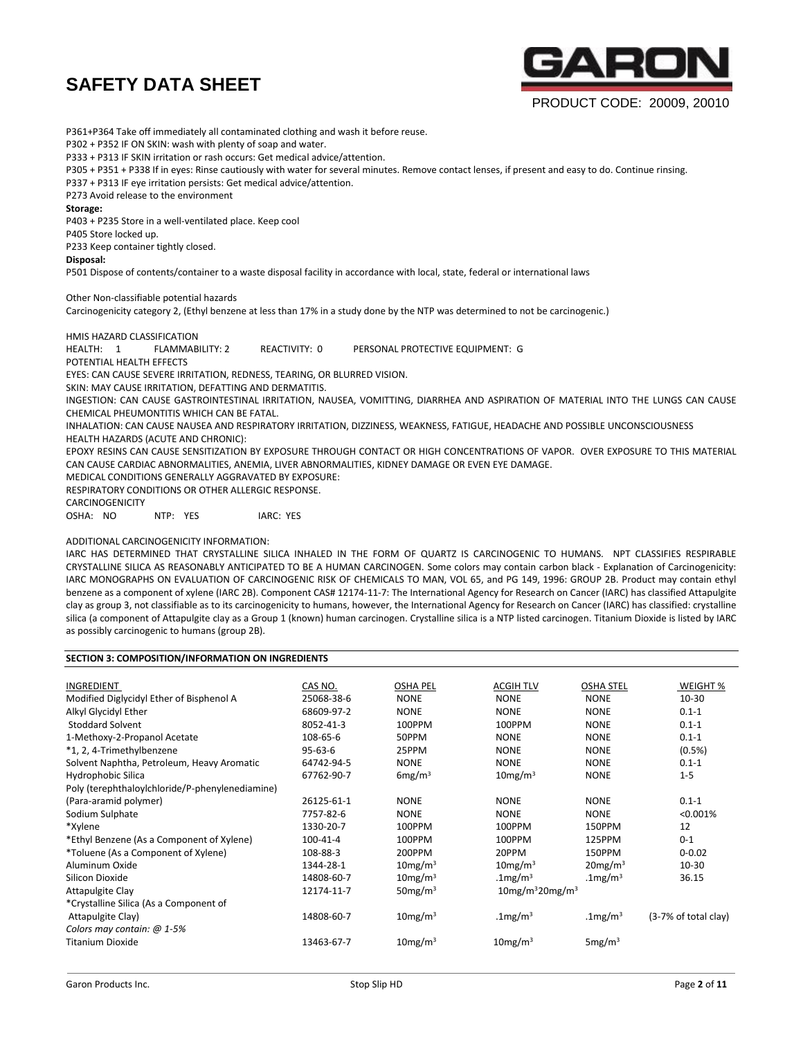P361+P364 Take off immediately all contaminated clothing and wash it before reuse.
P302 + P352 IF ON SKIN: wash with plenty of soap and water.
P333 + P313 IF SKIN irritation or rash occurs: Get medical advice/attention.
P305 + P351 + P338 If in eyes: Rinse cautiously with water for several minutes. Remove contact lenses, if present and easy to do. Continue rinsing.
P337 + P313 IF eye irritation persists: Get medical advice/attention.
P273 Avoid release to the environment

**Storage:**
P403 + P235 Store in a well-ventilated place. Keep cool
P405 Store locked up.
P233 Keep container tightly closed.

**Disposal:**
P501 Dispose of contents/container to a waste disposal facility in accordance with local, state, federal or international laws

Other Non-classifiable potential hazards
Carcinogenicity category 2, (Ethyl benzene at less than 17% in a study done by the NTP was determined to not be carcinogenic.)

HMIS HAZARD CLASSIFICATION
HEALTH: 1 FLAMMABILITY: 2 REACTIVITY: 0 PERSONAL PROTECTIVE EQUIPMENT: G
POTENTIAL HEALTH EFFECTS
EYES: CAN CAUSE SEVERE IRRITATION, REDNESS, TEARING, OR BLURRED VISION.
SKIN: MAY CAUSE IRRITATION, DEFATTING AND DERMATITIS.
INGESTION: CAN CAUSE GASTROINTESTINAL IRRITATION, NAUSEA, VOMITTING, DIARRHEA AND ASPIRATION OF MATERIAL INTO THE LUNGS CAN CAUSE CHEMICAL PHEUMONTITIS WHICH CAN BE FATAL.
INHALATION: CAN CAUSE NAUSEA AND RESPIRATORY IRRITATION, DIZZINESS, WEAKNESS, FATIGUE, HEADACHE AND POSSIBLE UNCONSCIOUSNESS
HEALTH HAZARDS (ACUTE AND CHRONIC):
EPOXY RESINS CAN CAUSE SENSITIZATION BY EXPOSURE THROUGH CONTACT OR HIGH CONCENTRATIONS OF VAPOR. OVER EXPOSURE TO THIS MATERIAL CAN CAUSE CARDIAC ABNORMALITIES, ANEMIA, LIVER ABNORMALITIES, KIDNEY DAMAGE OR EVEN EYE DAMAGE.
MEDICAL CONDITIONS GENERALLY AGGRAVATED BY EXPOSURE:
RESPIRATORY CONDITIONS OR OTHER ALLERGIC RESPONSE.
CARCINOGENICITY
OSHA: NO NTP: YES IARC: YES

ADDITIONAL CARCINOGENICITY INFORMATION:
IARC HAS DETERMINED THAT CRYSTALLINE SILICA INHALED IN THE FORM OF QUARTZ IS CARCINOGENIC TO HUMANS. NPT CLASSIFIES RESPIRABLE CRYSTALLINE SILICA AS REASONABLY ANTICIPATED TO BE A HUMAN CARCINOGEN. Some colors may contain carbon black - Explanation of Carcinogenicity: IARC MONOGRAPHS ON EVALUATION OF CARCINOGENIC RISK OF CHEMICALS TO MAN, VOL 65, and PG 149, 1996: GROUP 2B. Product may contain ethyl benzene as a component of xylene (IARC 2B). Component CAS# 12174-11-7: The International Agency for Research on Cancer (IARC) has classified Attapulgite clay as group 3, not classifiable as to its carcinogenicity to humans, however, the International Agency for Research on Cancer (IARC) has classified: crystalline silica (a component of Attapulgite clay as a Group 1 (known) human carcinogen. Crystalline silica is a NTP listed carcinogen. Titanium Dioxide is listed by IARC as possibly carcinogenic to humans (group 2B).

## SECTION 3: COMPOSITION/INFORMATION ON INGREDIENTS

| INGREDIENT | CAS NO. | OSHA PEL | ACGIH TLV | OSHA STEL | WEIGHT % |
|---|---|---|---|---|---|
| Modified Diglycidyl Ether of Bisphenol A | 25068-38-6 | NONE | NONE | NONE | 10-30 |
| Alkyl Glycidyl Ether | 68609-97-2 | NONE | NONE | NONE | 0.1-1 |
| Stoddard Solvent | 8052-41-3 | 100PPM | 100PPM | NONE | 0.1-1 |
| 1-Methoxy-2-Propanol Acetate | 108-65-6 | 50PPM | NONE | NONE | 0.1-1 |
| *1, 2, 4-Trimethylbenzene | 95-63-6 | 25PPM | NONE | NONE | (0.5%) |
| Solvent Naphtha, Petroleum, Heavy Aromatic | 64742-94-5 | NONE | NONE | NONE | 0.1-1 |
| Hydrophobic Silica | 67762-90-7 | 6mg/m$^3$ | 10mg/m$^3$ | NONE | 1-5 |
| Poly (terephthaloylchloride/P-phenylenediamine) (Para-aramid polymer) | 26125-61-1 | NONE | NONE | NONE | 0.1-1 |
| Sodium Sulphate | 7757-82-6 | NONE | NONE | NONE | <0.001% |
| *Xylene | 1330-20-7 | 100PPM | 100PPM | 150PPM | 12 |
| *Ethyl Benzene (As a Component of Xylene) | 100-41-4 | 100PPM | 100PPM | 125PPM | 0-1 |
| *Toluene (As a Component of Xylene) | 108-88-3 | 200PPM | 20PPM | 150PPM | 0-0.02 |
| Aluminum Oxide | 1344-28-1 | 10mg/m$^3$ | 10mg/m$^3$ | 20mg/m$^3$ | 10-30 |
| Silicon Dioxide | 14808-60-7 | 10mg/m$^3$ | .1mg/m$^3$ | .1mg/m$^3$ | 36.15 |
| Attapulgite Clay | 12174-11-7 | 50mg/m$^3$ | 10mg/m$^3$20mg/m$^3$ | | |
| *Crystalline Silica (As a Component of Attapulgite Clay) | 14808-60-7 | 10mg/m$^3$ | .1mg/m$^3$ | .1mg/m$^3$ | (3-7% of total clay) |
| *Colors may contain: @ 1-5%* | | | | | |
| Titanium Dioxide | 13463-67-7 | 10mg/m$^3$ | 10mg/m$^3$ | 5mg/m$^3$ | |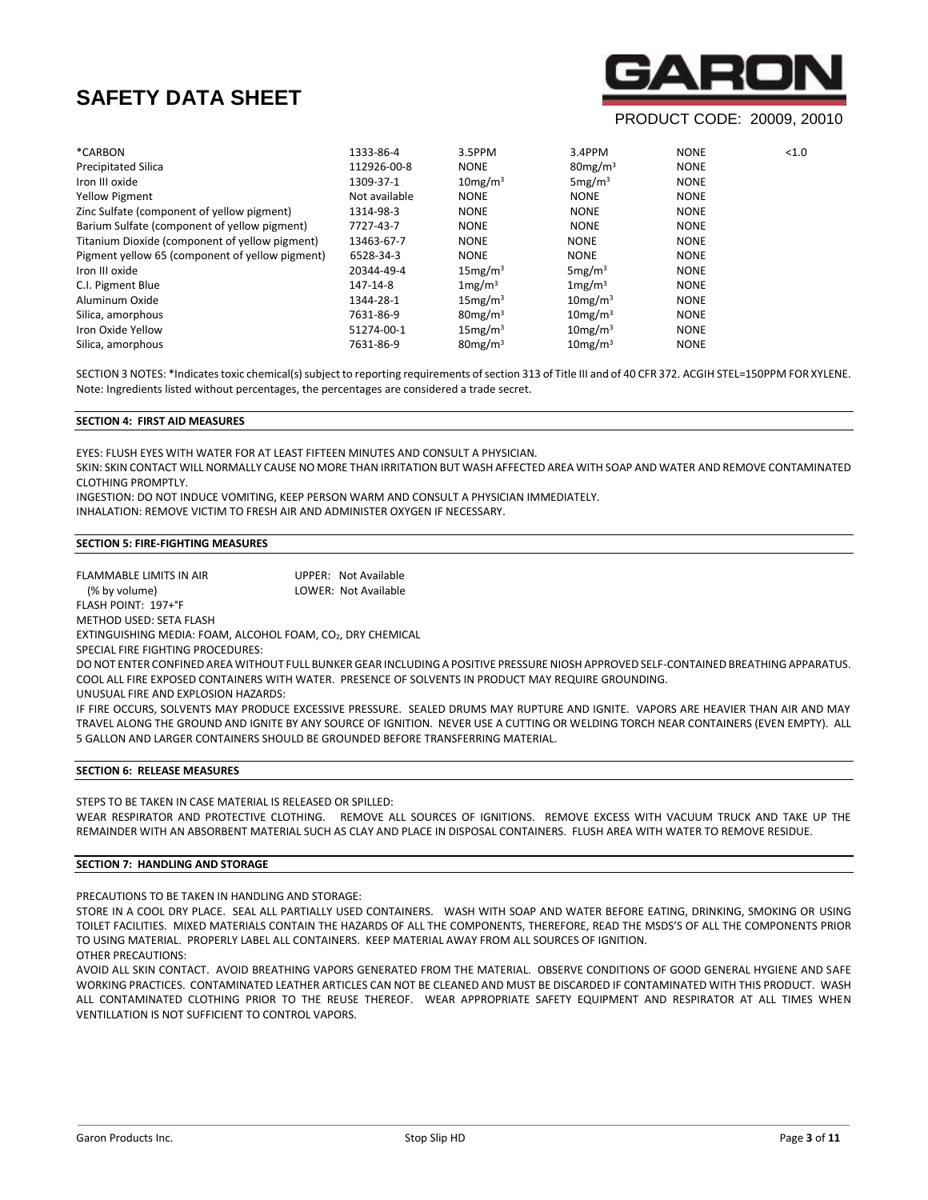| | | | | | |
|---|---|---|---|---|---|
| *CARBON | 1333-86-4 | 3.5PPM | 3.4PPM | NONE | <1.0 |
| Precipitated Silica | 112926-00-8 | NONE | $80mg/m^3$ | NONE | |
| Iron III oxide | 1309-37-1 | $10mg/m^3$ | $5mg/m^3$ | NONE | |
| Yellow Pigment | Not available | NONE | NONE | NONE | |
| Zinc Sulfate (component of yellow pigment) | 1314-98-3 | NONE | NONE | NONE | |
| Barium Sulfate (component of yellow pigment) | 7727-43-7 | NONE | NONE | NONE | |
| Titanium Dioxide (component of yellow pigment) | 13463-67-7 | NONE | NONE | NONE | |
| Pigment yellow 65 (component of yellow pigment) | 6528-34-3 | NONE | NONE | NONE | |
| Iron III oxide | 20344-49-4 | $15mg/m^3$ | $5mg/m^3$ | NONE | |
| C.I. Pigment Blue | 147-14-8 | $1mg/m^3$ | $1mg/m^3$ | NONE | |
| Aluminum Oxide | 1344-28-1 | $15mg/m^3$ | $10mg/m^3$ | NONE | |
| Silica, amorphous | 7631-86-9 | $80mg/m^3$ | $10mg/m^3$ | NONE | |
| Iron Oxide Yellow | 51274-00-1 | $15mg/m^3$ | $10mg/m^3$ | NONE | |
| Silica, amorphous | 7631-86-9 | $80mg/m^3$ | $10mg/m^3$ | NONE | |

SECTION 3 NOTES: *Indicates toxic chemical(s) subject to reporting requirements of section 313 of Title III and of 40 CFR 372. ACGIH STEL=150PPM FOR XYLENE. Note: Ingredients listed without percentages, the percentages are considered a trade secret.

## SECTION 4: FIRST AID MEASURES

EYES: FLUSH EYES WITH WATER FOR AT LEAST FIFTEEN MINUTES AND CONSULT A PHYSICIAN.
SKIN: SKIN CONTACT WILL NORMALLY CAUSE NO MORE THAN IRRITATION BUT WASH AFFECTED AREA WITH SOAP AND WATER AND REMOVE CONTAMINATED CLOTHING PROMPTLY.
INGESTION: DO NOT INDUCE VOMITING, KEEP PERSON WARM AND CONSULT A PHYSICIAN IMMEDIATELY.
INHALATION: REMOVE VICTIM TO FRESH AIR AND ADMINISTER OXYGEN IF NECESSARY.

## SECTION 5: FIRE-FIGHTING MEASURES

FLAMMABLE LIMITS IN AIR (% by volume) — UPPER: Not Available; LOWER: Not Available
FLASH POINT: 197+°F
METHOD USED: SETA FLASH
EXTINGUISHING MEDIA: FOAM, ALCOHOL FOAM, $CO_2$, DRY CHEMICAL
SPECIAL FIRE FIGHTING PROCEDURES:
DO NOT ENTER CONFINED AREA WITHOUT FULL BUNKER GEAR INCLUDING A POSITIVE PRESSURE NIOSH APPROVED SELF-CONTAINED BREATHING APPARATUS. COOL ALL FIRE EXPOSED CONTAINERS WITH WATER. PRESENCE OF SOLVENTS IN PRODUCT MAY REQUIRE GROUNDING.
UNUSUAL FIRE AND EXPLOSION HAZARDS:
IF FIRE OCCURS, SOLVENTS MAY PRODUCE EXCESSIVE PRESSURE. SEALED DRUMS MAY RUPTURE AND IGNITE. VAPORS ARE HEAVIER THAN AIR AND MAY TRAVEL ALONG THE GROUND AND IGNITE BY ANY SOURCE OF IGNITION. NEVER USE A CUTTING OR WELDING TORCH NEAR CONTAINERS (EVEN EMPTY). ALL 5 GALLON AND LARGER CONTAINERS SHOULD BE GROUNDED BEFORE TRANSFERRING MATERIAL.

## SECTION 6: RELEASE MEASURES

STEPS TO BE TAKEN IN CASE MATERIAL IS RELEASED OR SPILLED:
WEAR RESPIRATOR AND PROTECTIVE CLOTHING. REMOVE ALL SOURCES OF IGNITIONS. REMOVE EXCESS WITH VACUUM TRUCK AND TAKE UP THE REMAINDER WITH AN ABSORBENT MATERIAL SUCH AS CLAY AND PLACE IN DISPOSAL CONTAINERS. FLUSH AREA WITH WATER TO REMOVE RESIDUE.

## SECTION 7: HANDLING AND STORAGE

PRECAUTIONS TO BE TAKEN IN HANDLING AND STORAGE:
STORE IN A COOL DRY PLACE. SEAL ALL PARTIALLY USED CONTAINERS. WASH WITH SOAP AND WATER BEFORE EATING, DRINKING, SMOKING OR USING TOILET FACILITIES. MIXED MATERIALS CONTAIN THE HAZARDS OF ALL THE COMPONENTS, THEREFORE, READ THE MSDS'S OF ALL THE COMPONENTS PRIOR TO USING MATERIAL. PROPERLY LABEL ALL CONTAINERS. KEEP MATERIAL AWAY FROM ALL SOURCES OF IGNITION.
OTHER PRECAUTIONS:
AVOID ALL SKIN CONTACT. AVOID BREATHING VAPORS GENERATED FROM THE MATERIAL. OBSERVE CONDITIONS OF GOOD GENERAL HYGIENE AND SAFE WORKING PRACTICES. CONTAMINATED LEATHER ARTICLES CAN NOT BE CLEANED AND MUST BE DISCARDED IF CONTAMINATED WITH THIS PRODUCT. WASH ALL CONTAMINATED CLOTHING PRIOR TO THE REUSE THEREOF. WEAR APPROPRIATE SAFETY EQUIPMENT AND RESPIRATOR AT ALL TIMES WHEN VENTILLATION IS NOT SUFFICIENT TO CONTROL VAPORS.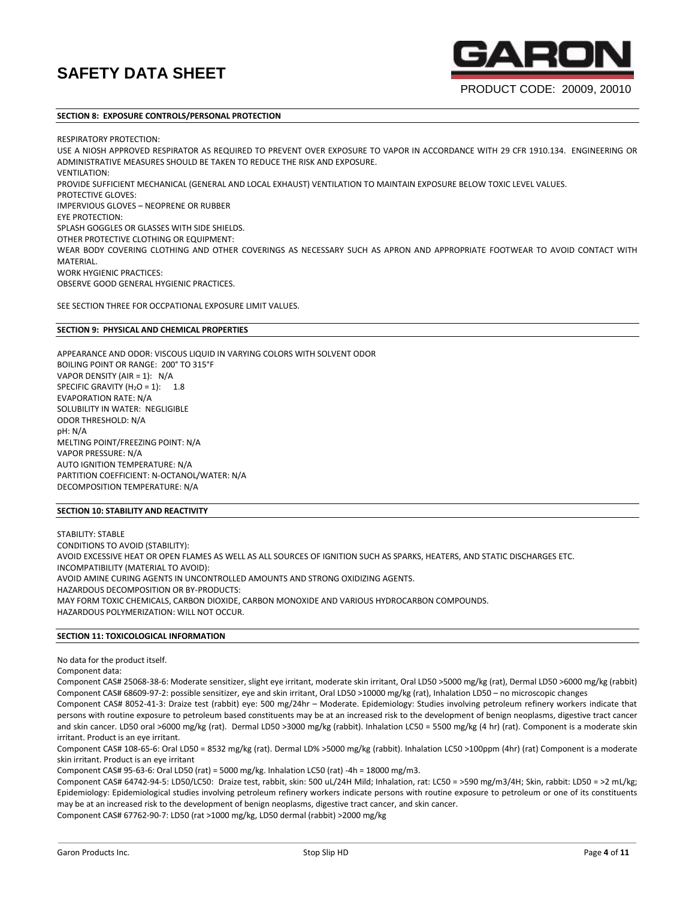## SECTION 8: EXPOSURE CONTROLS/PERSONAL PROTECTION

RESPIRATORY PROTECTION:
USE A NIOSH APPROVED RESPIRATOR AS REQUIRED TO PREVENT OVER EXPOSURE TO VAPOR IN ACCORDANCE WITH 29 CFR 1910.134. ENGINEERING OR ADMINISTRATIVE MEASURES SHOULD BE TAKEN TO REDUCE THE RISK AND EXPOSURE.
VENTILATION:
PROVIDE SUFFICIENT MECHANICAL (GENERAL AND LOCAL EXHAUST) VENTILATION TO MAINTAIN EXPOSURE BELOW TOXIC LEVEL VALUES.
PROTECTIVE GLOVES:
IMPERVIOUS GLOVES – NEOPRENE OR RUBBER
EYE PROTECTION:
SPLASH GOGGLES OR GLASSES WITH SIDE SHIELDS.
OTHER PROTECTIVE CLOTHING OR EQUIPMENT:
WEAR BODY COVERING CLOTHING AND OTHER COVERINGS AS NECESSARY SUCH AS APRON AND APPROPRIATE FOOTWEAR TO AVOID CONTACT WITH MATERIAL.
WORK HYGIENIC PRACTICES:
OBSERVE GOOD GENERAL HYGIENIC PRACTICES.

SEE SECTION THREE FOR OCCPATIONAL EXPOSURE LIMIT VALUES.

## SECTION 9: PHYSICAL AND CHEMICAL PROPERTIES

APPEARANCE AND ODOR: VISCOUS LIQUID IN VARYING COLORS WITH SOLVENT ODOR
BOILING POINT OR RANGE: 200° TO 315°F
VAPOR DENSITY (AIR = 1): N/A
SPECIFIC GRAVITY ($H_2O$ = 1): 1.8
EVAPORATION RATE: N/A
SOLUBILITY IN WATER: NEGLIGIBLE
ODOR THRESHOLD: N/A
pH: N/A
MELTING POINT/FREEZING POINT: N/A
VAPOR PRESSURE: N/A
AUTO IGNITION TEMPERATURE: N/A
PARTITION COEFFICIENT: N-OCTANOL/WATER: N/A
DECOMPOSITION TEMPERATURE: N/A

## SECTION 10: STABILITY AND REACTIVITY

STABILITY: STABLE
CONDITIONS TO AVOID (STABILITY):
AVOID EXCESSIVE HEAT OR OPEN FLAMES AS WELL AS ALL SOURCES OF IGNITION SUCH AS SPARKS, HEATERS, AND STATIC DISCHARGES ETC.
INCOMPATIBILITY (MATERIAL TO AVOID):
AVOID AMINE CURING AGENTS IN UNCONTROLLED AMOUNTS AND STRONG OXIDIZING AGENTS.
HAZARDOUS DECOMPOSITION OR BY-PRODUCTS:
MAY FORM TOXIC CHEMICALS, CARBON DIOXIDE, CARBON MONOXIDE AND VARIOUS HYDROCARBON COMPOUNDS.
HAZARDOUS POLYMERIZATION: WILL NOT OCCUR.

## SECTION 11: TOXICOLOGICAL INFORMATION

No data for the product itself.
Component data:
Component CAS# 25068-38-6: Moderate sensitizer, slight eye irritant, moderate skin irritant, Oral LD50 >5000 mg/kg (rat), Dermal LD50 >6000 mg/kg (rabbit)
Component CAS# 68609-97-2: possible sensitizer, eye and skin irritant, Oral LD50 >10000 mg/kg (rat), Inhalation LD50 – no microscopic changes
Component CAS# 8052-41-3: Draize test (rabbit) eye: 500 mg/24hr – Moderate. Epidemiology: Studies involving petroleum refinery workers indicate that persons with routine exposure to petroleum based constituents may be at an increased risk to the development of benign neoplasms, digestive tract cancer and skin cancer. LD50 oral >6000 mg/kg (rat). Dermal LD50 >3000 mg/kg (rabbit). Inhalation LC50 = 5500 mg/kg (4 hr) (rat). Component is a moderate skin irritant. Product is an eye irritant.
Component CAS# 108-65-6: Oral LD50 = 8532 mg/kg (rat). Dermal LD% >5000 mg/kg (rabbit). Inhalation LC50 >100ppm (4hr) (rat) Component is a moderate skin irritant. Product is an eye irritant
Component CAS# 95-63-6: Oral LD50 (rat) = 5000 mg/kg. Inhalation LC50 (rat) -4h = 18000 mg/m3.
Component CAS# 64742-94-5: LD50/LC50: Draize test, rabbit, skin: 500 uL/24H Mild; Inhalation, rat: LC50 = >590 mg/m3/4H; Skin, rabbit: LD50 = >2 mL/kg; Epidemiology: Epidemiological studies involving petroleum refinery workers indicate persons with routine exposure to petroleum or one of its constituents may be at an increased risk to the development of benign neoplasms, digestive tract cancer, and skin cancer.
Component CAS# 67762-90-7: LD50 (rat >1000 mg/kg, LD50 dermal (rabbit) >2000 mg/kg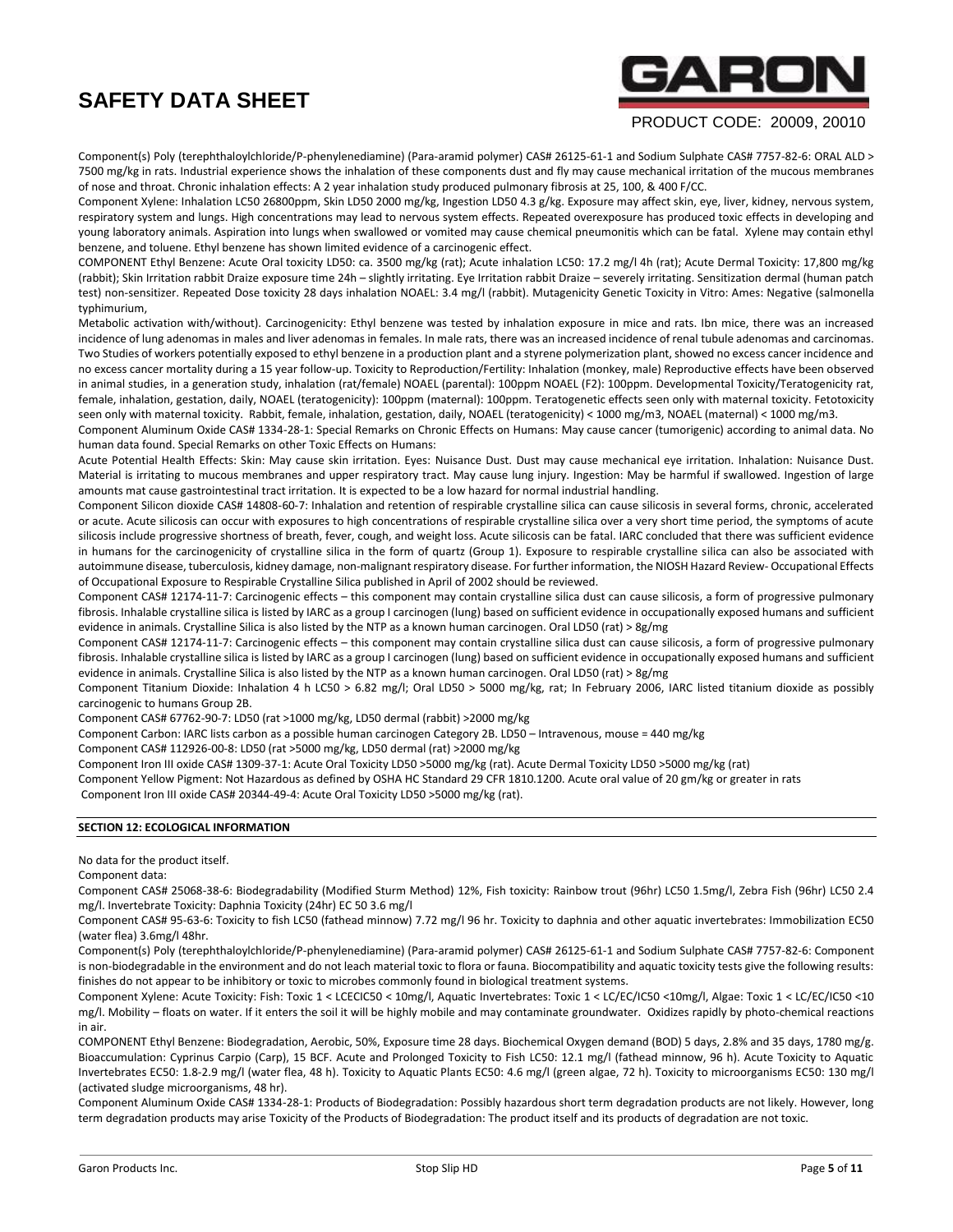Component(s) Poly (terephthaloylchloride/P-phenylenediamine) (Para-aramid polymer) CAS# 26125-61-1 and Sodium Sulphate CAS# 7757-82-6: ORAL ALD > 7500 mg/kg in rats. Industrial experience shows the inhalation of these components dust and fly may cause mechanical irritation of the mucous membranes of nose and throat. Chronic inhalation effects: A 2 year inhalation study produced pulmonary fibrosis at 25, 100, & 400 F/CC.

Component Xylene: Inhalation LC50 26800ppm, Skin LD50 2000 mg/kg, Ingestion LD50 4.3 g/kg. Exposure may affect skin, eye, liver, kidney, nervous system, respiratory system and lungs. High concentrations may lead to nervous system effects. Repeated overexposure has produced toxic effects in developing and young laboratory animals. Aspiration into lungs when swallowed or vomited may cause chemical pneumonitis which can be fatal. Xylene may contain ethyl benzene, and toluene. Ethyl benzene has shown limited evidence of a carcinogenic effect.

COMPONENT Ethyl Benzene: Acute Oral toxicity LD50: ca. 3500 mg/kg (rat); Acute inhalation LC50: 17.2 mg/l 4h (rat); Acute Dermal Toxicity: 17,800 mg/kg (rabbit); Skin Irritation rabbit Draize exposure time 24h – slightly irritating. Eye Irritation rabbit Draize – severely irritating. Sensitization dermal (human patch test) non-sensitizer. Repeated Dose toxicity 28 days inhalation NOAEL: 3.4 mg/l (rabbit). Mutagenicity Genetic Toxicity in Vitro: Ames: Negative (salmonella typhimurium,

Metabolic activation with/without). Carcinogenicity: Ethyl benzene was tested by inhalation exposure in mice and rats. Ibn mice, there was an increased incidence of lung adenomas in males and liver adenomas in females. In male rats, there was an increased incidence of renal tubule adenomas and carcinomas. Two Studies of workers potentially exposed to ethyl benzene in a production plant and a styrene polymerization plant, showed no excess cancer incidence and no excess cancer mortality during a 15 year follow-up. Toxicity to Reproduction/Fertility: Inhalation (monkey, male) Reproductive effects have been observed in animal studies, in a generation study, inhalation (rat/female) NOAEL (parental): 100ppm NOAEL (F2): 100ppm. Developmental Toxicity/Teratogenicity rat, female, inhalation, gestation, daily, NOAEL (teratogenicity): 100ppm (maternal): 100ppm. Teratogenetic effects seen only with maternal toxicity. Fetotoxicity seen only with maternal toxicity. Rabbit, female, inhalation, gestation, daily, NOAEL (teratogenicity) < 1000 mg/m3, NOAEL (maternal) < 1000 mg/m3.

Component Aluminum Oxide CAS# 1334-28-1: Special Remarks on Chronic Effects on Humans: May cause cancer (tumorigenic) according to animal data. No human data found. Special Remarks on other Toxic Effects on Humans:

Acute Potential Health Effects: Skin: May cause skin irritation. Eyes: Nuisance Dust. Dust may cause mechanical eye irritation. Inhalation: Nuisance Dust. Material is irritating to mucous membranes and upper respiratory tract. May cause lung injury. Ingestion: May be harmful if swallowed. Ingestion of large amounts mat cause gastrointestinal tract irritation. It is expected to be a low hazard for normal industrial handling.

Component Silicon dioxide CAS# 14808-60-7: Inhalation and retention of respirable crystalline silica can cause silicosis in several forms, chronic, accelerated or acute. Acute silicosis can occur with exposures to high concentrations of respirable crystalline silica over a very short time period, the symptoms of acute silicosis include progressive shortness of breath, fever, cough, and weight loss. Acute silicosis can be fatal. IARC concluded that there was sufficient evidence in humans for the carcinogenicity of crystalline silica in the form of quartz (Group 1). Exposure to respirable crystalline silica can also be associated with autoimmune disease, tuberculosis, kidney damage, non-malignant respiratory disease. For further information, the NIOSH Hazard Review- Occupational Effects of Occupational Exposure to Respirable Crystalline Silica published in April of 2002 should be reviewed.

Component CAS# 12174-11-7: Carcinogenic effects – this component may contain crystalline silica dust can cause silicosis, a form of progressive pulmonary fibrosis. Inhalable crystalline silica is listed by IARC as a group I carcinogen (lung) based on sufficient evidence in occupationally exposed humans and sufficient evidence in animals. Crystalline Silica is also listed by the NTP as a known human carcinogen. Oral LD50 (rat) > 8g/mg

Component CAS# 12174-11-7: Carcinogenic effects – this component may contain crystalline silica dust can cause silicosis, a form of progressive pulmonary fibrosis. Inhalable crystalline silica is listed by IARC as a group I carcinogen (lung) based on sufficient evidence in occupationally exposed humans and sufficient evidence in animals. Crystalline Silica is also listed by the NTP as a known human carcinogen. Oral LD50 (rat) > 8g/mg

Component Titanium Dioxide: Inhalation 4 h LC50 > 6.82 mg/l; Oral LD50 > 5000 mg/kg, rat; In February 2006, IARC listed titanium dioxide as possibly carcinogenic to humans Group 2B.

Component CAS# 67762-90-7: LD50 (rat >1000 mg/kg, LD50 dermal (rabbit) >2000 mg/kg

Component Carbon: IARC lists carbon as a possible human carcinogen Category 2B. LD50 – Intravenous, mouse = 440 mg/kg

Component CAS# 112926-00-8: LD50 (rat >5000 mg/kg, LD50 dermal (rat) >2000 mg/kg

Component Iron III oxide CAS# 1309-37-1: Acute Oral Toxicity LD50 >5000 mg/kg (rat). Acute Dermal Toxicity LD50 >5000 mg/kg (rat)

Component Yellow Pigment: Not Hazardous as defined by OSHA HC Standard 29 CFR 1810.1200. Acute oral value of 20 gm/kg or greater in rats

Component Iron III oxide CAS# 20344-49-4: Acute Oral Toxicity LD50 >5000 mg/kg (rat).

## SECTION 12: ECOLOGICAL INFORMATION

No data for the product itself.

Component data:

Component CAS# 25068-38-6: Biodegradability (Modified Sturm Method) 12%, Fish toxicity: Rainbow trout (96hr) LC50 1.5mg/l, Zebra Fish (96hr) LC50 2.4 mg/l. Invertebrate Toxicity: Daphnia Toxicity (24hr) EC 50 3.6 mg/l

Component CAS# 95-63-6: Toxicity to fish LC50 (fathead minnow) 7.72 mg/l 96 hr. Toxicity to daphnia and other aquatic invertebrates: Immobilization EC50 (water flea) 3.6mg/l 48hr.

Component(s) Poly (terephthaloylchloride/P-phenylenediamine) (Para-aramid polymer) CAS# 26125-61-1 and Sodium Sulphate CAS# 7757-82-6: Component is non-biodegradable in the environment and do not leach material toxic to flora or fauna. Biocompatibility and aquatic toxicity tests give the following results: finishes do not appear to be inhibitory or toxic to microbes commonly found in biological treatment systems.

Component Xylene: Acute Toxicity: Fish: Toxic 1 < LCECIC50 < 10mg/l, Aquatic Invertebrates: Toxic 1 < LC/EC/IC50 <10mg/l, Algae: Toxic 1 < LC/EC/IC50 <10 mg/l. Mobility – floats on water. If it enters the soil it will be highly mobile and may contaminate groundwater. Oxidizes rapidly by photo-chemical reactions in air.

COMPONENT Ethyl Benzene: Biodegradation, Aerobic, 50%, Exposure time 28 days. Biochemical Oxygen demand (BOD) 5 days, 2.8% and 35 days, 1780 mg/g. Bioaccumulation: Cyprinus Carpio (Carp), 15 BCF. Acute and Prolonged Toxicity to Fish LC50: 12.1 mg/l (fathead minnow, 96 h). Acute Toxicity to Aquatic Invertebrates EC50: 1.8-2.9 mg/l (water flea, 48 h). Toxicity to Aquatic Plants EC50: 4.6 mg/l (green algae, 72 h). Toxicity to microorganisms EC50: 130 mg/l (activated sludge microorganisms, 48 hr).

Component Aluminum Oxide CAS# 1334-28-1: Products of Biodegradation: Possibly hazardous short term degradation products are not likely. However, long term degradation products may arise Toxicity of the Products of Biodegradation: The product itself and its products of degradation are not toxic.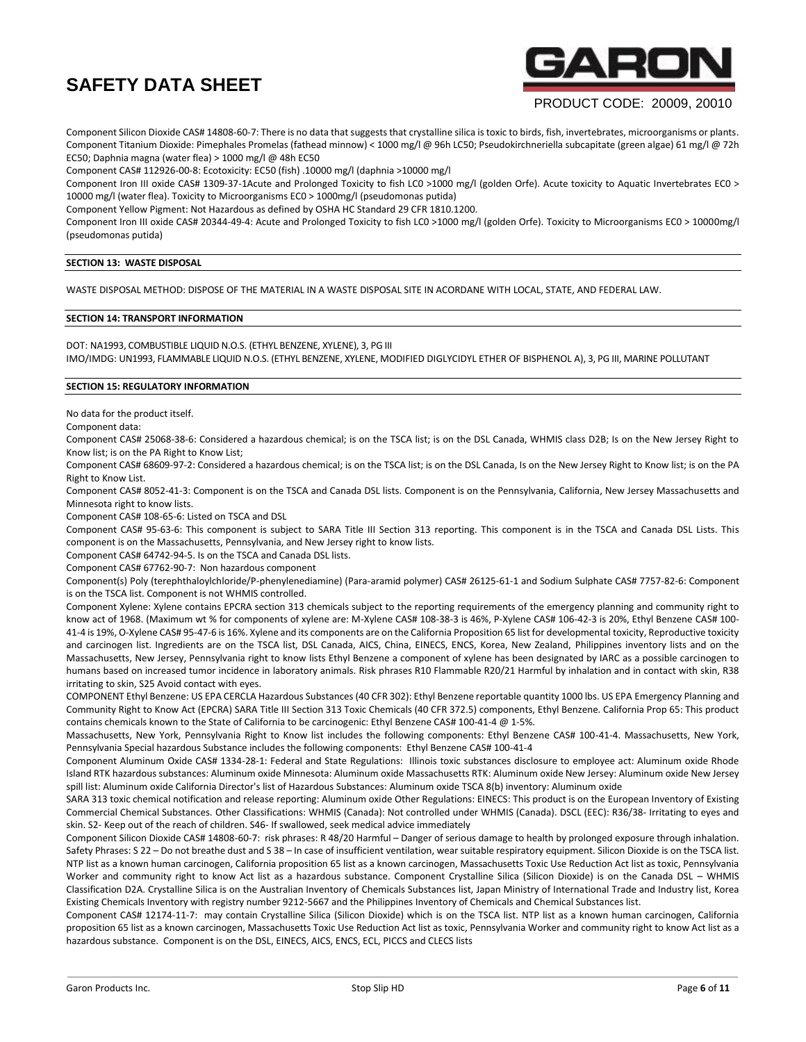Component Silicon Dioxide CAS# 14808-60-7: There is no data that suggests that crystalline silica is toxic to birds, fish, invertebrates, microorganisms or plants.
Component Titanium Dioxide: Pimephales Promelas (fathead minnow) < 1000 mg/l @ 96h LC50; Pseudokirchneriella subcapitate (green algae) 61 mg/l @ 72h EC50; Daphnia magna (water flea) > 1000 mg/l @ 48h EC50
Component CAS# 112926-00-8: Ecotoxicity: EC50 (fish) .10000 mg/l (daphnia >10000 mg/l
Component Iron III oxide CAS# 1309-37-1Acute and Prolonged Toxicity to fish LC0 >1000 mg/l (golden Orfe). Acute toxicity to Aquatic Invertebrates EC0 > 10000 mg/l (water flea). Toxicity to Microorganisms EC0 > 1000mg/l (pseudomonas putida)
Component Yellow Pigment: Not Hazardous as defined by OSHA HC Standard 29 CFR 1810.1200.
Component Iron III oxide CAS# 20344-49-4: Acute and Prolonged Toxicity to fish LC0 >1000 mg/l (golden Orfe). Toxicity to Microorganisms EC0 > 10000mg/l (pseudomonas putida)

## SECTION 13: WASTE DISPOSAL

WASTE DISPOSAL METHOD: DISPOSE OF THE MATERIAL IN A WASTE DISPOSAL SITE IN ACORDANE WITH LOCAL, STATE, AND FEDERAL LAW.

## SECTION 14: TRANSPORT INFORMATION

DOT: NA1993, COMBUSTIBLE LIQUID N.O.S. (ETHYL BENZENE, XYLENE), 3, PG III
IMO/IMDG: UN1993, FLAMMABLE LIQUID N.O.S. (ETHYL BENZENE, XYLENE, MODIFIED DIGLYCIDYL ETHER OF BISPHENOL A), 3, PG III, MARINE POLLUTANT

## SECTION 15: REGULATORY INFORMATION

No data for the product itself.
Component data:
Component CAS# 25068-38-6: Considered a hazardous chemical; is on the TSCA list; is on the DSL Canada, WHMIS class D2B; Is on the New Jersey Right to Know list; is on the PA Right to Know List;
Component CAS# 68609-97-2: Considered a hazardous chemical; is on the TSCA list; is on the DSL Canada, Is on the New Jersey Right to Know list; is on the PA Right to Know List.
Component CAS# 8052-41-3: Component is on the TSCA and Canada DSL lists. Component is on the Pennsylvania, California, New Jersey Massachusetts and Minnesota right to know lists.
Component CAS# 108-65-6: Listed on TSCA and DSL
Component CAS# 95-63-6: This component is subject to SARA Title III Section 313 reporting. This component is in the TSCA and Canada DSL Lists. This component is on the Massachusetts, Pennsylvania, and New Jersey right to know lists.
Component CAS# 64742-94-5. Is on the TSCA and Canada DSL lists.
Component CAS# 67762-90-7: Non hazardous component
Component(s) Poly (terephthaloylchloride/P-phenylenediamine) (Para-aramid polymer) CAS# 26125-61-1 and Sodium Sulphate CAS# 7757-82-6: Component is on the TSCA list. Component is not WHMIS controlled.
Component Xylene: Xylene contains EPCRA section 313 chemicals subject to the reporting requirements of the emergency planning and community right to know act of 1968. (Maximum wt % for components of xylene are: M-Xylene CAS# 108-38-3 is 46%, P-Xylene CAS# 106-42-3 is 20%, Ethyl Benzene CAS# 100-41-4 is 19%, O-Xylene CAS# 95-47-6 is 16%. Xylene and its components are on the California Proposition 65 list for developmental toxicity, Reproductive toxicity and carcinogen list. Ingredients are on the TSCA list, DSL Canada, AICS, China, EINECS, ENCS, Korea, New Zealand, Philippines inventory lists and on the Massachusetts, New Jersey, Pennsylvania right to know lists Ethyl Benzene a component of xylene has been designated by IARC as a possible carcinogen to humans based on increased tumor incidence in laboratory animals. Risk phrases R10 Flammable R20/21 Harmful by inhalation and in contact with skin, R38 irritating to skin, S25 Avoid contact with eyes.
COMPONENT Ethyl Benzene: US EPA CERCLA Hazardous Substances (40 CFR 302): Ethyl Benzene reportable quantity 1000 lbs. US EPA Emergency Planning and Community Right to Know Act (EPCRA) SARA Title III Section 313 Toxic Chemicals (40 CFR 372.5) components, Ethyl Benzene. California Prop 65: This product contains chemicals known to the State of California to be carcinogenic: Ethyl Benzene CAS# 100-41-4 @ 1-5%.
Massachusetts, New York, Pennsylvania Right to Know list includes the following components: Ethyl Benzene CAS# 100-41-4. Massachusetts, New York, Pennsylvania Special hazardous Substance includes the following components: Ethyl Benzene CAS# 100-41-4
Component Aluminum Oxide CAS# 1334-28-1: Federal and State Regulations: Illinois toxic substances disclosure to employee act: Aluminum oxide Rhode Island RTK hazardous substances: Aluminum oxide Minnesota: Aluminum oxide Massachusetts RTK: Aluminum oxide New Jersey: Aluminum oxide New Jersey spill list: Aluminum oxide California Director's list of Hazardous Substances: Aluminum oxide TSCA 8(b) inventory: Aluminum oxide
SARA 313 toxic chemical notification and release reporting: Aluminum oxide Other Regulations: EINECS: This product is on the European Inventory of Existing Commercial Chemical Substances. Other Classifications: WHMIS (Canada): Not controlled under WHMIS (Canada). DSCL (EEC): R36/38- Irritating to eyes and skin. S2- Keep out of the reach of children. S46- If swallowed, seek medical advice immediately
Component Silicon Dioxide CAS# 14808-60-7: risk phrases: R 48/20 Harmful – Danger of serious damage to health by prolonged exposure through inhalation. Safety Phrases: S 22 – Do not breathe dust and S 38 – In case of insufficient ventilation, wear suitable respiratory equipment. Silicon Dioxide is on the TSCA list. NTP list as a known human carcinogen, California proposition 65 list as a known carcinogen, Massachusetts Toxic Use Reduction Act list as toxic, Pennsylvania Worker and community right to know Act list as a hazardous substance. Component Crystalline Silica (Silicon Dioxide) is on the Canada DSL – WHMIS Classification D2A. Crystalline Silica is on the Australian Inventory of Chemicals Substances list, Japan Ministry of International Trade and Industry list, Korea Existing Chemicals Inventory with registry number 9212-5667 and the Philippines Inventory of Chemicals and Chemical Substances list.
Component CAS# 12174-11-7: may contain Crystalline Silica (Silicon Dioxide) which is on the TSCA list. NTP list as a known human carcinogen, California proposition 65 list as a known carcinogen, Massachusetts Toxic Use Reduction Act list as toxic, Pennsylvania Worker and community right to know Act list as a hazardous substance. Component is on the DSL, EINECS, AICS, ENCS, ECL, PICCS and CLECS lists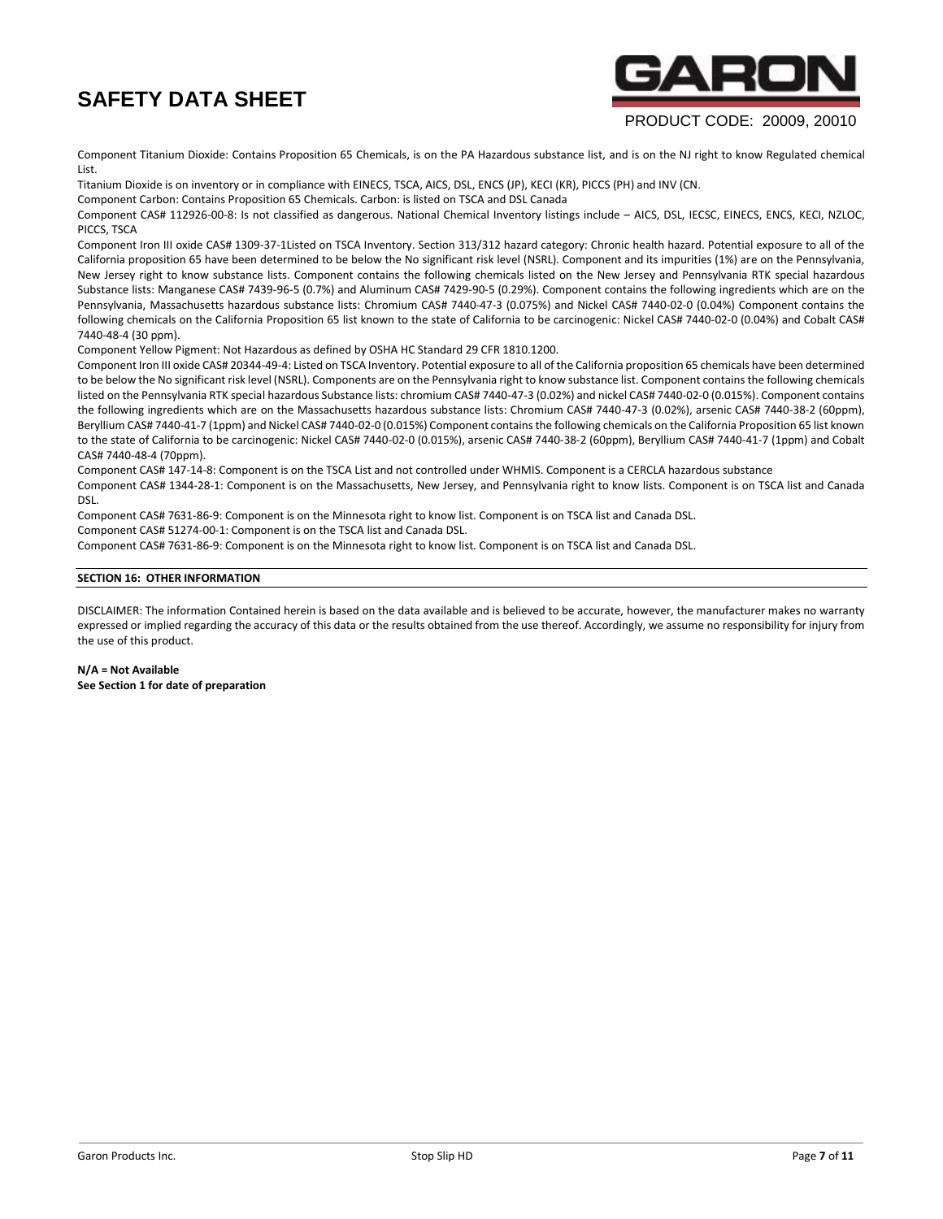Component Titanium Dioxide: Contains Proposition 65 Chemicals, is on the PA Hazardous substance list, and is on the NJ right to know Regulated chemical List.

Titanium Dioxide is on inventory or in compliance with EINECS, TSCA, AICS, DSL, ENCS (JP), KECI (KR), PICCS (PH) and INV (CN.

Component Carbon: Contains Proposition 65 Chemicals. Carbon: is listed on TSCA and DSL Canada

Component CAS# 112926-00-8: Is not classified as dangerous. National Chemical Inventory listings include – AICS, DSL, IECSC, EINECS, ENCS, KECI, NZLOC, PICCS, TSCA

Component Iron III oxide CAS# 1309-37-1Listed on TSCA Inventory. Section 313/312 hazard category: Chronic health hazard. Potential exposure to all of the California proposition 65 have been determined to be below the No significant risk level (NSRL). Component and its impurities (1%) are on the Pennsylvania, New Jersey right to know substance lists. Component contains the following chemicals listed on the New Jersey and Pennsylvania RTK special hazardous Substance lists: Manganese CAS# 7439-96-5 (0.7%) and Aluminum CAS# 7429-90-5 (0.29%). Component contains the following ingredients which are on the Pennsylvania, Massachusetts hazardous substance lists: Chromium CAS# 7440-47-3 (0.075%) and Nickel CAS# 7440-02-0 (0.04%) Component contains the following chemicals on the California Proposition 65 list known to the state of California to be carcinogenic: Nickel CAS# 7440-02-0 (0.04%) and Cobalt CAS# 7440-48-4 (30 ppm).

Component Yellow Pigment: Not Hazardous as defined by OSHA HC Standard 29 CFR 1810.1200.

Component Iron III oxide CAS# 20344-49-4: Listed on TSCA Inventory. Potential exposure to all of the California proposition 65 chemicals have been determined to be below the No significant risk level (NSRL). Components are on the Pennsylvania right to know substance list. Component contains the following chemicals listed on the Pennsylvania RTK special hazardous Substance lists: chromium CAS# 7440-47-3 (0.02%) and nickel CAS# 7440-02-0 (0.015%). Component contains the following ingredients which are on the Massachusetts hazardous substance lists: Chromium CAS# 7440-47-3 (0.02%), arsenic CAS# 7440-38-2 (60ppm), Beryllium CAS# 7440-41-7 (1ppm) and Nickel CAS# 7440-02-0 (0.015%) Component contains the following chemicals on the California Proposition 65 list known to the state of California to be carcinogenic: Nickel CAS# 7440-02-0 (0.015%), arsenic CAS# 7440-38-2 (60ppm), Beryllium CAS# 7440-41-7 (1ppm) and Cobalt CAS# 7440-48-4 (70ppm).

Component CAS# 147-14-8: Component is on the TSCA List and not controlled under WHMIS. Component is a CERCLA hazardous substance

Component CAS# 1344-28-1: Component is on the Massachusetts, New Jersey, and Pennsylvania right to know lists. Component is on TSCA list and Canada DSL.

Component CAS# 7631-86-9: Component is on the Minnesota right to know list. Component is on TSCA list and Canada DSL.

Component CAS# 51274-00-1: Component is on the TSCA list and Canada DSL.

Component CAS# 7631-86-9: Component is on the Minnesota right to know list. Component is on TSCA list and Canada DSL.

## SECTION 16: OTHER INFORMATION

DISCLAIMER: The information Contained herein is based on the data available and is believed to be accurate, however, the manufacturer makes no warranty expressed or implied regarding the accuracy of this data or the results obtained from the use thereof. Accordingly, we assume no responsibility for injury from the use of this product.

**N/A = Not Available**
**See Section 1 for date of preparation**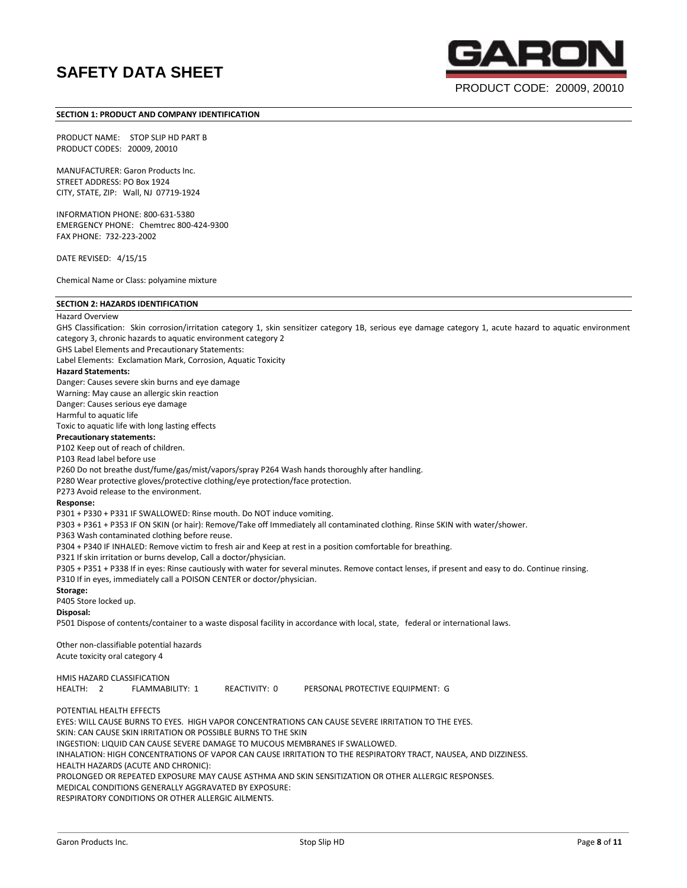# SAFETY DATA SHEET

PRODUCT CODE: 20009, 20010

## SECTION 1: PRODUCT AND COMPANY IDENTIFICATION

PRODUCT NAME: STOP SLIP HD PART B
PRODUCT CODES: 20009, 20010

MANUFACTURER: Garon Products Inc.
STREET ADDRESS: PO Box 1924
CITY, STATE, ZIP: Wall, NJ 07719-1924

INFORMATION PHONE: 800-631-5380
EMERGENCY PHONE: Chemtrec 800-424-9300
FAX PHONE: 732-223-2002

DATE REVISED: 4/15/15

Chemical Name or Class: polyamine mixture

## SECTION 2: HAZARDS IDENTIFICATION

Hazard Overview

GHS Classification: Skin corrosion/irritation category 1, skin sensitizer category 1B, serious eye damage category 1, acute hazard to aquatic environment category 3, chronic hazards to aquatic environment category 2

GHS Label Elements and Precautionary Statements:

Label Elements: Exclamation Mark, Corrosion, Aquatic Toxicity

**Hazard Statements:**

Danger: Causes severe skin burns and eye damage
Warning: May cause an allergic skin reaction
Danger: Causes serious eye damage
Harmful to aquatic life
Toxic to aquatic life with long lasting effects

**Precautionary statements:**

P102 Keep out of reach of children.
P103 Read label before use
P260 Do not breathe dust/fume/gas/mist/vapors/spray P264 Wash hands thoroughly after handling.
P280 Wear protective gloves/protective clothing/eye protection/face protection.
P273 Avoid release to the environment.

**Response:**

P301 + P330 + P331 IF SWALLOWED: Rinse mouth. Do NOT induce vomiting.
P303 + P361 + P353 IF ON SKIN (or hair): Remove/Take off Immediately all contaminated clothing. Rinse SKIN with water/shower.
P363 Wash contaminated clothing before reuse.
P304 + P340 IF INHALED: Remove victim to fresh air and Keep at rest in a position comfortable for breathing.
P321 If skin irritation or burns develop, Call a doctor/physician.
P305 + P351 + P338 If in eyes: Rinse cautiously with water for several minutes. Remove contact lenses, if present and easy to do. Continue rinsing.
P310 If in eyes, immediately call a POISON CENTER or doctor/physician.

**Storage:**

P405 Store locked up.

**Disposal:**

P501 Dispose of contents/container to a waste disposal facility in accordance with local, state, federal or international laws.

Other non-classifiable potential hazards
Acute toxicity oral category 4

HMIS HAZARD CLASSIFICATION
HEALTH: 2 FLAMMABILITY: 1 REACTIVITY: 0 PERSONAL PROTECTIVE EQUIPMENT: G

POTENTIAL HEALTH EFFECTS
EYES: WILL CAUSE BURNS TO EYES. HIGH VAPOR CONCENTRATIONS CAN CAUSE SEVERE IRRITATION TO THE EYES.
SKIN: CAN CAUSE SKIN IRRITATION OR POSSIBLE BURNS TO THE SKIN
INGESTION: LIQUID CAN CAUSE SEVERE DAMAGE TO MUCOUS MEMBRANES IF SWALLOWED.
INHALATION: HIGH CONCENTRATIONS OF VAPOR CAN CAUSE IRRITATION TO THE RESPIRATORY TRACT, NAUSEA, AND DIZZINESS.
HEALTH HAZARDS (ACUTE AND CHRONIC):
PROLONGED OR REPEATED EXPOSURE MAY CAUSE ASTHMA AND SKIN SENSITIZATION OR OTHER ALLERGIC RESPONSES.
MEDICAL CONDITIONS GENERALLY AGGRAVATED BY EXPOSURE:
RESPIRATORY CONDITIONS OR OTHER ALLERGIC AILMENTS.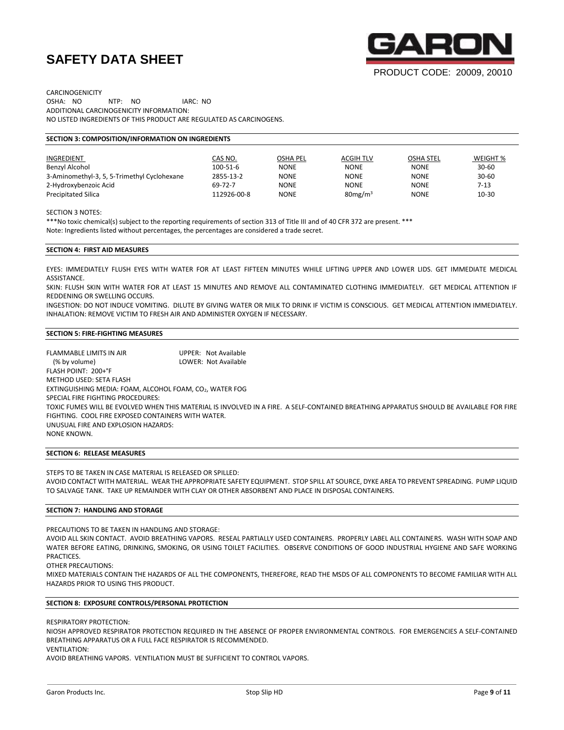CARCINOGENICITY

OSHA: NO NTP: NO IARC: NO

ADDITIONAL CARCINOGENICITY INFORMATION:

NO LISTED INGREDIENTS OF THIS PRODUCT ARE REGULATED AS CARCINOGENS.

## SECTION 3: COMPOSITION/INFORMATION ON INGREDIENTS

| INGREDIENT | CAS NO. | OSHA PEL | ACGIH TLV | OSHA STEL | WEIGHT % |
|---|---|---|---|---|---|
| Benzyl Alcohol | 100-51-6 | NONE | NONE | NONE | 30-60 |
| 3-Aminomethyl-3, 5, 5-Trimethyl Cyclohexane | 2855-13-2 | NONE | NONE | NONE | 30-60 |
| 2-Hydroxybenzoic Acid | 69-72-7 | NONE | NONE | NONE | 7-13 |
| Precipitated Silica | 112926-00-8 | NONE | $80mg/m^3$ | NONE | 10-30 |

SECTION 3 NOTES:

***No toxic chemical(s) subject to the reporting requirements of section 313 of Title III and of 40 CFR 372 are present. ***

Note: Ingredients listed without percentages, the percentages are considered a trade secret.

## SECTION 4: FIRST AID MEASURES

EYES: IMMEDIATELY FLUSH EYES WITH WATER FOR AT LEAST FIFTEEN MINUTES WHILE LIFTING UPPER AND LOWER LIDS. GET IMMEDIATE MEDICAL ASSISTANCE.

SKIN: FLUSH SKIN WITH WATER FOR AT LEAST 15 MINUTES AND REMOVE ALL CONTAMINATED CLOTHING IMMEDIATELY. GET MEDICAL ATTENTION IF REDDENING OR SWELLING OCCURS.

INGESTION: DO NOT INDUCE VOMITING. DILUTE BY GIVING WATER OR MILK TO DRINK IF VICTIM IS CONSCIOUS. GET MEDICAL ATTENTION IMMEDIATELY.

INHALATION: REMOVE VICTIM TO FRESH AIR AND ADMINISTER OXYGEN IF NECESSARY.

## SECTION 5: FIRE-FIGHTING MEASURES

FLAMMABLE LIMITS IN AIR (% by volume) UPPER: Not Available LOWER: Not Available

FLASH POINT: 200+°F

METHOD USED: SETA FLASH

EXTINGUISHING MEDIA: FOAM, ALCOHOL FOAM, $CO_2$, WATER FOG

SPECIAL FIRE FIGHTING PROCEDURES:

TOXIC FUMES WILL BE EVOLVED WHEN THIS MATERIAL IS INVOLVED IN A FIRE. A SELF-CONTAINED BREATHING APPARATUS SHOULD BE AVAILABLE FOR FIRE FIGHTING. COOL FIRE EXPOSED CONTAINERS WITH WATER.

UNUSUAL FIRE AND EXPLOSION HAZARDS:

NONE KNOWN.

## SECTION 6: RELEASE MEASURES

STEPS TO BE TAKEN IN CASE MATERIAL IS RELEASED OR SPILLED:

AVOID CONTACT WITH MATERIAL. WEAR THE APPROPRIATE SAFETY EQUIPMENT. STOP SPILL AT SOURCE, DYKE AREA TO PREVENT SPREADING. PUMP LIQUID TO SALVAGE TANK. TAKE UP REMAINDER WITH CLAY OR OTHER ABSORBENT AND PLACE IN DISPOSAL CONTAINERS.

## SECTION 7: HANDLING AND STORAGE

PRECAUTIONS TO BE TAKEN IN HANDLING AND STORAGE:

AVOID ALL SKIN CONTACT. AVOID BREATHING VAPORS. RESEAL PARTIALLY USED CONTAINERS. PROPERLY LABEL ALL CONTAINERS. WASH WITH SOAP AND WATER BEFORE EATING, DRINKING, SMOKING, OR USING TOILET FACILITIES. OBSERVE CONDITIONS OF GOOD INDUSTRIAL HYGIENE AND SAFE WORKING PRACTICES.

OTHER PRECAUTIONS:

MIXED MATERIALS CONTAIN THE HAZARDS OF ALL THE COMPONENTS, THEREFORE, READ THE MSDS OF ALL COMPONENTS TO BECOME FAMILIAR WITH ALL HAZARDS PRIOR TO USING THIS PRODUCT.

## SECTION 8: EXPOSURE CONTROLS/PERSONAL PROTECTION

RESPIRATORY PROTECTION:

NIOSH APPROVED RESPIRATOR PROTECTION REQUIRED IN THE ABSENCE OF PROPER ENVIRONMENTAL CONTROLS. FOR EMERGENCIES A SELF-CONTAINED BREATHING APPARATUS OR A FULL FACE RESPIRATOR IS RECOMMENDED.

VENTILATION:

AVOID BREATHING VAPORS. VENTILATION MUST BE SUFFICIENT TO CONTROL VAPORS.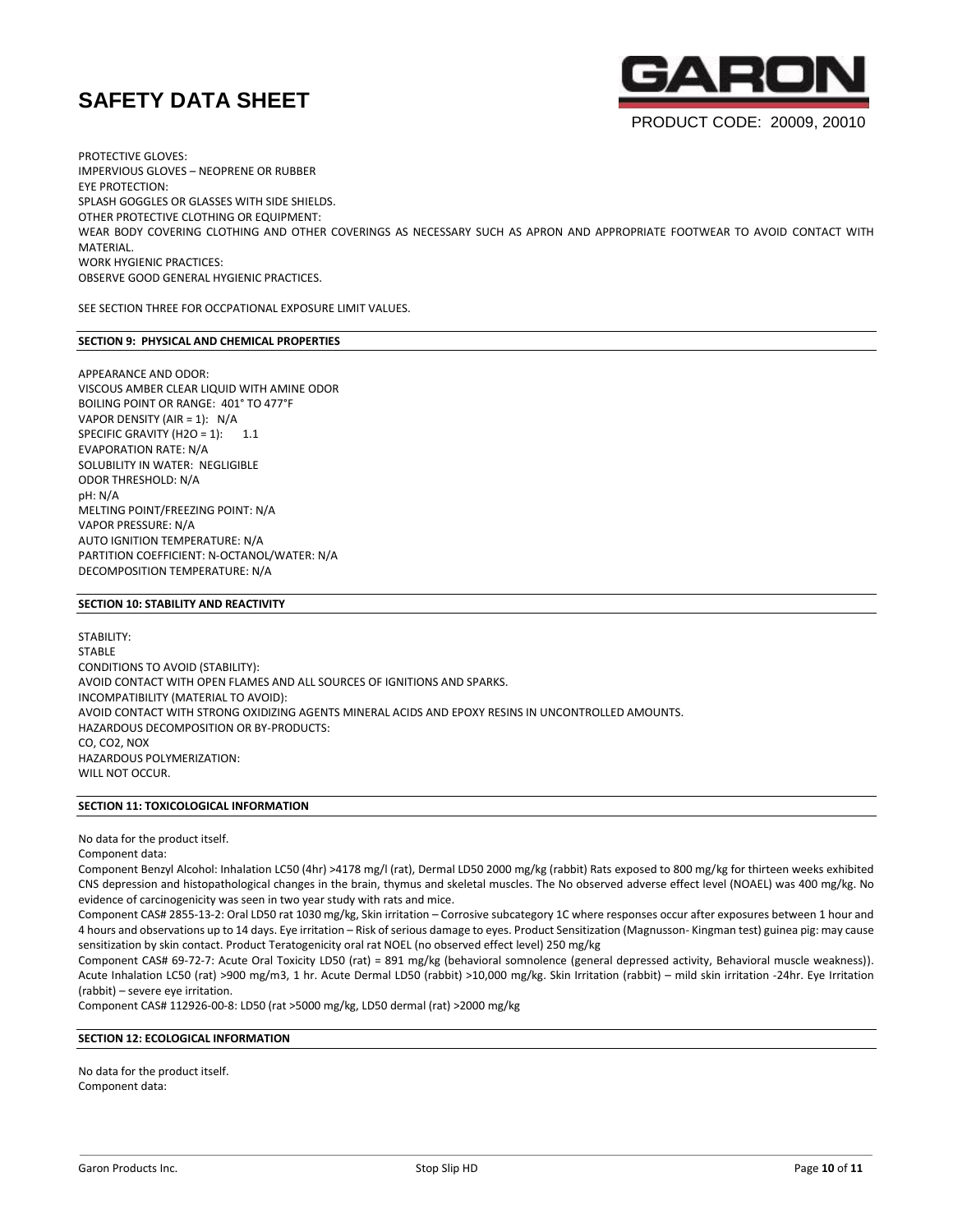PROTECTIVE GLOVES:
IMPERVIOUS GLOVES – NEOPRENE OR RUBBER
EYE PROTECTION:
SPLASH GOGGLES OR GLASSES WITH SIDE SHIELDS.
OTHER PROTECTIVE CLOTHING OR EQUIPMENT:
WEAR BODY COVERING CLOTHING AND OTHER COVERINGS AS NECESSARY SUCH AS APRON AND APPROPRIATE FOOTWEAR TO AVOID CONTACT WITH MATERIAL.
WORK HYGIENIC PRACTICES:
OBSERVE GOOD GENERAL HYGIENIC PRACTICES.

SEE SECTION THREE FOR OCCPATIONAL EXPOSURE LIMIT VALUES.

## SECTION 9: PHYSICAL AND CHEMICAL PROPERTIES

APPEARANCE AND ODOR:
VISCOUS AMBER CLEAR LIQUID WITH AMINE ODOR
BOILING POINT OR RANGE: 401° TO 477°F
VAPOR DENSITY (AIR = 1): N/A
SPECIFIC GRAVITY (H2O = 1): 1.1
EVAPORATION RATE: N/A
SOLUBILITY IN WATER: NEGLIGIBLE
ODOR THRESHOLD: N/A
pH: N/A
MELTING POINT/FREEZING POINT: N/A
VAPOR PRESSURE: N/A
AUTO IGNITION TEMPERATURE: N/A
PARTITION COEFFICIENT: N-OCTANOL/WATER: N/A
DECOMPOSITION TEMPERATURE: N/A

## SECTION 10: STABILITY AND REACTIVITY

STABILITY:
STABLE
CONDITIONS TO AVOID (STABILITY):
AVOID CONTACT WITH OPEN FLAMES AND ALL SOURCES OF IGNITIONS AND SPARKS.
INCOMPATIBILITY (MATERIAL TO AVOID):
AVOID CONTACT WITH STRONG OXIDIZING AGENTS MINERAL ACIDS AND EPOXY RESINS IN UNCONTROLLED AMOUNTS.
HAZARDOUS DECOMPOSITION OR BY-PRODUCTS:
CO, CO2, NOX
HAZARDOUS POLYMERIZATION:
WILL NOT OCCUR.

## SECTION 11: TOXICOLOGICAL INFORMATION

No data for the product itself.
Component data:
Component Benzyl Alcohol: Inhalation LC50 (4hr) >4178 mg/l (rat), Dermal LD50 2000 mg/kg (rabbit) Rats exposed to 800 mg/kg for thirteen weeks exhibited CNS depression and histopathological changes in the brain, thymus and skeletal muscles. The No observed adverse effect level (NOAEL) was 400 mg/kg. No evidence of carcinogenicity was seen in two year study with rats and mice.
Component CAS# 2855-13-2: Oral LD50 rat 1030 mg/kg, Skin irritation – Corrosive subcategory 1C where responses occur after exposures between 1 hour and 4 hours and observations up to 14 days. Eye irritation – Risk of serious damage to eyes. Product Sensitization (Magnusson- Kingman test) guinea pig: may cause sensitization by skin contact. Product Teratogenicity oral rat NOEL (no observed effect level) 250 mg/kg
Component CAS# 69-72-7: Acute Oral Toxicity LD50 (rat) = 891 mg/kg (behavioral somnolence (general depressed activity, Behavioral muscle weakness)). Acute Inhalation LC50 (rat) >900 mg/m3, 1 hr. Acute Dermal LD50 (rabbit) >10,000 mg/kg. Skin Irritation (rabbit) – mild skin irritation -24hr. Eye Irritation (rabbit) – severe eye irritation.
Component CAS# 112926-00-8: LD50 (rat >5000 mg/kg, LD50 dermal (rat) >2000 mg/kg

## SECTION 12: ECOLOGICAL INFORMATION

No data for the product itself.
Component data: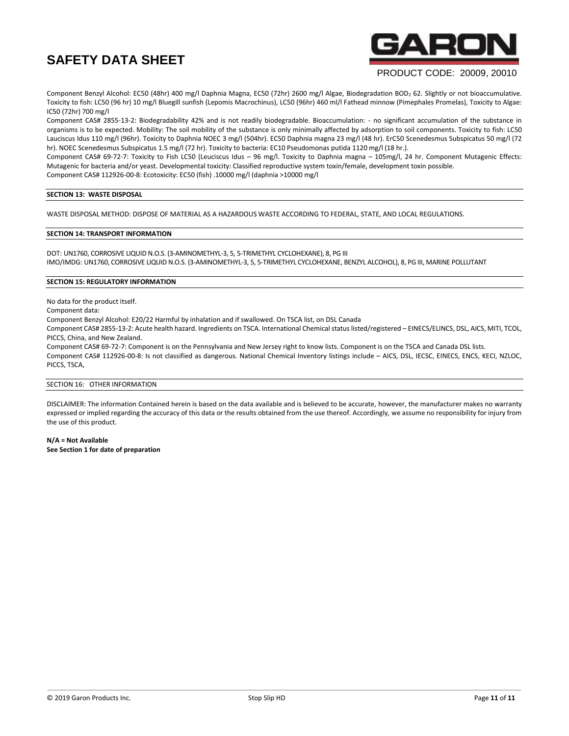Component Benzyl Alcohol: EC50 (48hr) 400 mg/l Daphnia Magna, EC50 (72hr) 2600 mg/l Algae, Biodegradation $BOD_2$ 62. Slightly or not bioaccumulative. Toxicity to fish: LC50 (96 hr) 10 mg/l Bluegill sunfish (Lepomis Macrochinus), LC50 (96hr) 460 ml/l Fathead minnow (Pimephales Promelas), Toxicity to Algae: IC50 (72hr) 700 mg/l

Component CAS# 2855-13-2: Biodegradability 42% and is not readily biodegradable. Bioaccumulation: - no significant accumulation of the substance in organisms is to be expected. Mobility: The soil mobility of the substance is only minimally affected by adsorption to soil components. Toxicity to fish: LC50 Lauciscus Idus 110 mg/l (96hr). Toxicity to Daphnia NOEC 3 mg/l (504hr). EC50 Daphnia magna 23 mg/l (48 hr). ErC50 Scenedesmus Subspicatus 50 mg/l (72 hr). NOEC Scenedesmus Subspicatus 1.5 mg/l (72 hr). Toxicity to bacteria: EC10 Pseudomonas putida 1120 mg/l (18 hr.).

Component CAS# 69-72-7: Toxicity to Fish LC50 (Leuciscus Idus – 96 mg/l. Toxicity to Daphnia magna – 105mg/l, 24 hr. Component Mutagenic Effects: Mutagenic for bacteria and/or yeast. Developmental toxicity: Classified reproductive system toxin/female, development toxin possible.

Component CAS# 112926-00-8: Ecotoxicity: EC50 (fish) .10000 mg/l (daphnia >10000 mg/l

## SECTION 13: WASTE DISPOSAL

WASTE DISPOSAL METHOD: DISPOSE OF MATERIAL AS A HAZARDOUS WASTE ACCORDING TO FEDERAL, STATE, AND LOCAL REGULATIONS.

## SECTION 14: TRANSPORT INFORMATION

DOT: UN1760, CORROSIVE LIQUID N.O.S. (3-AMINOMETHYL-3, 5, 5-TRIMETHYL CYCLOHEXANE), 8, PG III

IMO/IMDG: UN1760, CORROSIVE LIQUID N.O.S. (3-AMINOMETHYL-3, 5, 5-TRIMETHYL CYCLOHEXANE, BENZYL ALCOHOL), 8, PG III, MARINE POLLUTANT

## SECTION 15: REGULATORY INFORMATION

No data for the product itself.

Component data:

Component Benzyl Alcohol: E20/22 Harmful by inhalation and if swallowed. On TSCA list, on DSL Canada

Component CAS# 2855-13-2: Acute health hazard. Ingredients on TSCA. International Chemical status listed/registered – EINECS/ELINCS, DSL, AICS, MITI, TCOL, PICCS, China, and New Zealand.

Component CAS# 69-72-7: Component is on the Pennsylvania and New Jersey right to know lists. Component is on the TSCA and Canada DSL lists.

Component CAS# 112926-00-8: Is not classified as dangerous. National Chemical Inventory listings include – AICS, DSL, IECSC, EINECS, ENCS, KECI, NZLOC, PICCS, TSCA,

## SECTION 16: OTHER INFORMATION

DISCLAIMER: The information Contained herein is based on the data available and is believed to be accurate, however, the manufacturer makes no warranty expressed or implied regarding the accuracy of this data or the results obtained from the use thereof. Accordingly, we assume no responsibility for injury from the use of this product.

**N/A = Not Available**

**See Section 1 for date of preparation**